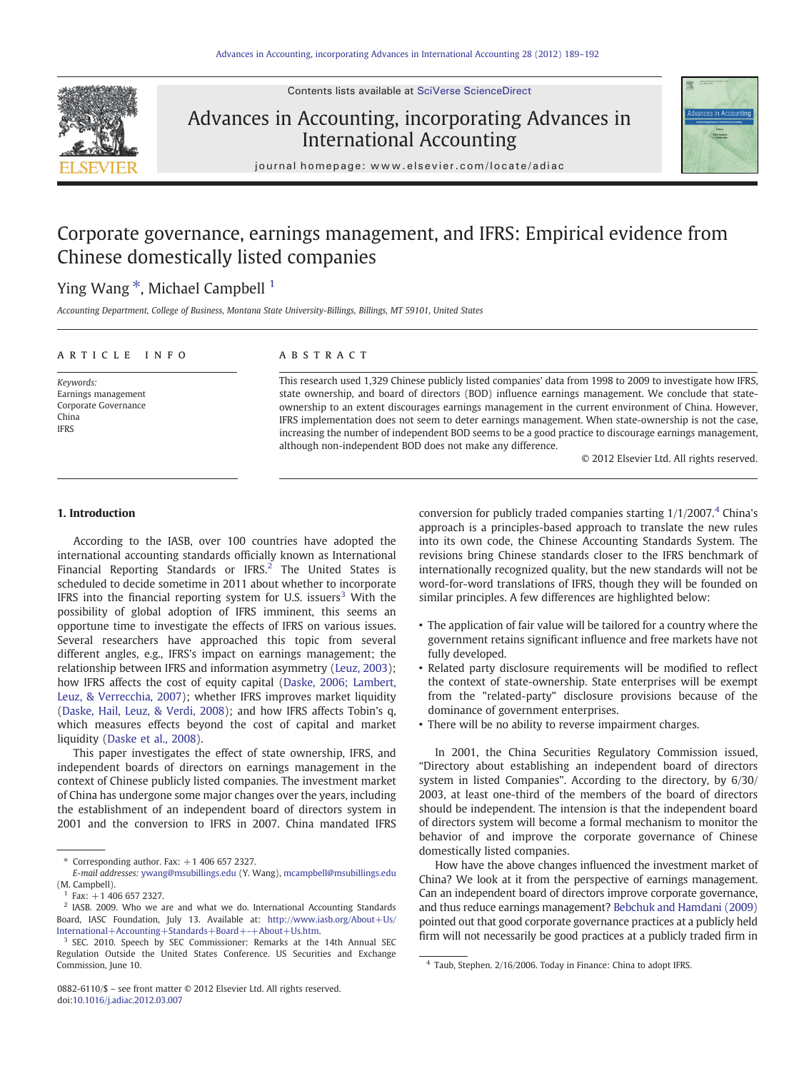# Corporate governance, earnings management, and IFRS: Empirical evidence from Chinese domestically listed companies

Ying Wang *, Michael Campbell [1]

*Accounting Department, College of Business, Montana State University-Billings, Billings, MT 59101, United States*

## ARTICLE INFO

*Keywords:*
Earnings management
Corporate Governance
China
IFRS

## ABSTRACT

This research used 1,329 Chinese publicly listed companies' data from 1998 to 2009 to investigate how IFRS, state ownership, and board of directors (BOD) influence earnings management. We conclude that state-ownership to an extent discourages earnings management in the current environment of China. However, IFRS implementation does not seem to deter earnings management. When state-ownership is not the case, increasing the number of independent BOD seems to be a good practice to discourage earnings management, although non-independent BOD does not make any difference.

© 2012 Elsevier Ltd. All rights reserved.

## 1. Introduction

According to the IASB, over 100 countries have adopted the international accounting standards officially known as International Financial Reporting Standards or IFRS.[2] The United States is scheduled to decide sometime in 2011 about whether to incorporate IFRS into the financial reporting system for U.S. issuers[3] With the possibility of global adoption of IFRS imminent, this seems an opportune time to investigate the effects of IFRS on various issues. Several researchers have approached this topic from several different angles, e.g., IFRS's impact on earnings management; the relationship between IFRS and information asymmetry (Leuz, 2003); how IFRS affects the cost of equity capital (Daske, 2006; Lambert, Leuz, & Verrecchia, 2007); whether IFRS improves market liquidity (Daske, Hail, Leuz, & Verdi, 2008); and how IFRS affects Tobin's q, which measures effects beyond the cost of capital and market liquidity (Daske et al., 2008).

This paper investigates the effect of state ownership, IFRS, and independent boards of directors on earnings management in the context of Chinese publicly listed companies. The investment market of China has undergone some major changes over the years, including the establishment of an independent board of directors system in 2001 and the conversion to IFRS in 2007. China mandated IFRS conversion for publicly traded companies starting 1/1/2007.[4] China's approach is a principles-based approach to translate the new rules into its own code, the Chinese Accounting Standards System. The revisions bring Chinese standards closer to the IFRS benchmark of internationally recognized quality, but the new standards will not be word-for-word translations of IFRS, though they will be founded on similar principles. A few differences are highlighted below:

- The application of fair value will be tailored for a country where the government retains significant influence and free markets have not fully developed.
- Related party disclosure requirements will be modified to reflect the context of state-ownership. State enterprises will be exempt from the "related-party" disclosure provisions because of the dominance of government enterprises.
- There will be no ability to reverse impairment charges.

In 2001, the China Securities Regulatory Commission issued, "Directory about establishing an independent board of directors system in listed Companies". According to the directory, by 6/30/2003, at least one-third of the members of the board of directors should be independent. The intension is that the independent board of directors system will become a formal mechanism to monitor the behavior of and improve the corporate governance of Chinese domestically listed companies.

How have the above changes influenced the investment market of China? We look at it from the perspective of earnings management. Can an independent board of directors improve corporate governance, and thus reduce earnings management? Bebchuk and Hamdani (2009) pointed out that good corporate governance practices at a publicly held firm will not necessarily be good practices at a publicly traded firm in

---

* Corresponding author. Fax: +1 406 657 2327.
*E-mail addresses:* ywang@msubillings.edu (Y. Wang), mcampbell@msubillings.edu (M. Campbell).

[1] Fax: +1 406 657 2327.

[2] IASB. 2009. Who we are and what we do. International Accounting Standards Board, IASC Foundation, July 13. Available at: http://www.iasb.org/About+Us/International+Accounting+Standards+Board+-+About+Us.htm.

[3] SEC. 2010. Speech by SEC Commissioner: Remarks at the 14th Annual SEC Regulation Outside the United States Conference. US Securities and Exchange Commission, June 10.

[4] Taub, Stephen. 2/16/2006. Today in Finance: China to adopt IFRS.

0882-6110/$ – see front matter © 2012 Elsevier Ltd. All rights reserved.
doi:10.1016/j.adiac.2012.03.007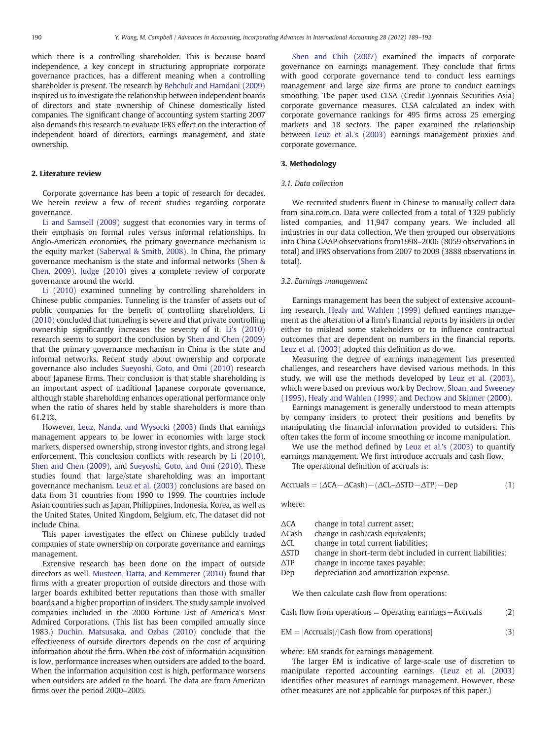which there is a controlling shareholder. This is because board independence, a key concept in structuring appropriate corporate governance practices, has a different meaning when a controlling shareholder is present. The research by Bebchuk and Hamdani (2009) inspired us to investigate the relationship between independent boards of directors and state ownership of Chinese domestically listed companies. The significant change of accounting system starting 2007 also demands this research to evaluate IFRS effect on the interaction of independent board of directors, earnings management, and state ownership.

## 2. Literature review

Corporate governance has been a topic of research for decades. We herein review a few of recent studies regarding corporate governance.

Li and Samsell (2009) suggest that economies vary in terms of their emphasis on formal rules versus informal relationships. In Anglo-American economies, the primary governance mechanism is the equity market (Saberwal & Smith, 2008). In China, the primary governance mechanism is the state and informal networks (Shen & Chen, 2009). Judge (2010) gives a complete review of corporate governance around the world.

Li (2010) examined tunneling by controlling shareholders in Chinese public companies. Tunneling is the transfer of assets out of public companies for the benefit of controlling shareholders. Li (2010) concluded that tunneling is severe and that private controlling ownership significantly increases the severity of it. Li's (2010) research seems to support the conclusion by Shen and Chen (2009) that the primary governance mechanism in China is the state and informal networks. Recent study about ownership and corporate governance also includes Sueyoshi, Goto, and Omi (2010) research about Japanese firms. Their conclusion is that stable shareholding is an important aspect of traditional Japanese corporate governance, although stable shareholding enhances operational performance only when the ratio of shares held by stable shareholders is more than 61.21%.

However, Leuz, Nanda, and Wysocki (2003) finds that earnings management appears to be lower in economies with large stock markets, dispersed ownership, strong investor rights, and strong legal enforcement. This conclusion conflicts with research by Li (2010), Shen and Chen (2009), and Sueyoshi, Goto, and Omi (2010). These studies found that large/state shareholding was an important governance mechanism. Leuz et al. (2003) conclusions are based on data from 31 countries from 1990 to 1999. The countries include Asian countries such as Japan, Philippines, Indonesia, Korea, as well as the United States, United Kingdom, Belgium, etc. The dataset did not include China.

This paper investigates the effect on Chinese publicly traded companies of state ownership on corporate governance and earnings management.

Extensive research has been done on the impact of outside directors as well. Musteen, Datta, and Kemmerer (2010) found that firms with a greater proportion of outside directors and those with larger boards exhibited better reputations than those with smaller boards and a higher proportion of insiders. The study sample involved companies included in the 2000 Fortune List of America's Most Admired Corporations. (This list has been compiled annually since 1983.) Duchin, Matsusaka, and Ozbas (2010) conclude that the effectiveness of outside directors depends on the cost of acquiring information about the firm. When the cost of information acquisition is low, performance increases when outsiders are added to the board. When the information acquisition cost is high, performance worsens when outsiders are added to the board. The data are from American firms over the period 2000–2005.

Shen and Chih (2007) examined the impacts of corporate governance on earnings management. They conclude that firms with good corporate governance tend to conduct less earnings management and large size firms are prone to conduct earnings smoothing. The paper used CLSA (Credit Lyonnais Securities Asia) corporate governance measures. CLSA calculated an index with corporate governance rankings for 495 firms across 25 emerging markets and 18 sectors. The paper examined the relationship between Leuz et al.'s (2003) earnings management proxies and corporate governance.

## 3. Methodology

### 3.1. Data collection

We recruited students fluent in Chinese to manually collect data from sina.com.cn. Data were collected from a total of 1329 publicly listed companies, and 11,947 company years. We included all industries in our data collection. We then grouped our observations into China GAAP observations from1998–2006 (8059 observations in total) and IFRS observations from 2007 to 2009 (3888 observations in total).

### 3.2. Earnings management

Earnings management has been the subject of extensive accounting research. Healy and Wahlen (1999) defined earnings management as the alteration of a firm's financial reports by insiders in order either to mislead some stakeholders or to influence contractual outcomes that are dependent on numbers in the financial reports. Leuz et al. (2003) adopted this definition as do we.

Measuring the degree of earnings management has presented challenges, and researchers have devised various methods. In this study, we will use the methods developed by Leuz et al. (2003), which were based on previous work by Dechow, Sloan, and Sweeney (1995), Healy and Wahlen (1999) and Dechow and Skinner (2000).

Earnings management is generally understood to mean attempts by company insiders to protect their positions and benefits by manipulating the financial information provided to outsiders. This often takes the form of income smoothing or income manipulation.

We use the method defined by Leuz et al.'s (2003) to quantify earnings management. We first introduce accruals and cash flow.

The operational definition of accruals is:

$$\text{Accruals} = (\Delta CA - \Delta Cash) - (\Delta CL - \Delta STD - \Delta TP) - Dep \tag{1}$$

where:

- $\Delta CA$ change in total current asset;
- $\Delta Cash$ change in cash/cash equivalents;
- $\Delta CL$ change in total current liabilities;
- $\Delta STD$ change in short-term debt included in current liabilities;
- $\Delta TP$ change in income taxes payable;
- Dep depreciation and amortization expense.

We then calculate cash flow from operations:

$$\text{Cash flow from operations} = \text{Operating earnings} - \text{Accruals} \tag{2}$$

$$\text{EM} = |\text{Accruals}| / |\text{Cash flow from operations}| \tag{3}$$

where: EM stands for earnings management.

The larger EM is indicative of large-scale use of discretion to manipulate reported accounting earnings. (Leuz et al. (2003) identifies other measures of earnings management. However, these other measures are not applicable for purposes of this paper.)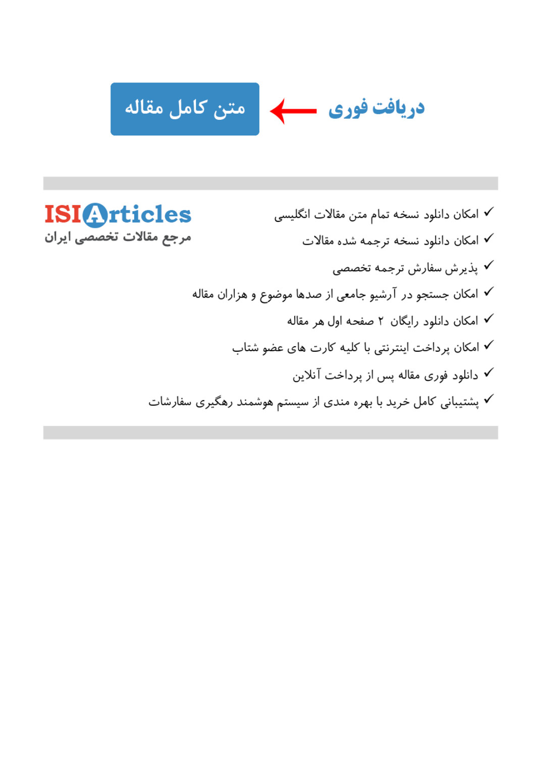دریافت فوری ← متن کامل مقاله

ISIArticles
مرجع مقالات تخصصی ایران

- ✓ امکان دانلود نسخه تمام متن مقالات انگلیسی
- ✓ امکان دانلود نسخه ترجمه شده مقالات
- ✓ پذیرش سفارش ترجمه تخصصی
- ✓ امکان جستجو در آرشیو جامعی از صدها موضوع و هزاران مقاله
- ✓ امکان دانلود رایگان ۲ صفحه اول هر مقاله
- ✓ امکان پرداخت اینترنتی با کلیه کارت های عضو شتاب
- ✓ دانلود فوری مقاله پس از پرداخت آنلاین
- ✓ پشتیبانی کامل خرید با بهره مندی از سیستم هوشمند رهگیری سفارشات